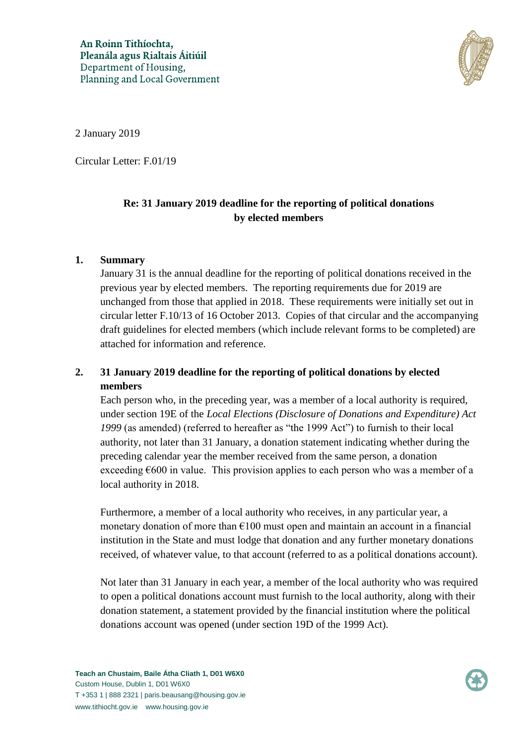An Roinn Tithíochta,
Pleanála agus Rialtais Áitiúil
Department of Housing,
Planning and Local Government

2 January 2019

Circular Letter: F.01/19

**Re: 31 January 2019 deadline for the reporting of political donations by elected members**

## 1. Summary

January 31 is the annual deadline for the reporting of political donations received in the previous year by elected members. The reporting requirements due for 2019 are unchanged from those that applied in 2018. These requirements were initially set out in circular letter F.10/13 of 16 October 2013. Copies of that circular and the accompanying draft guidelines for elected members (which include relevant forms to be completed) are attached for information and reference.

## 2. 31 January 2019 deadline for the reporting of political donations by elected members

Each person who, in the preceding year, was a member of a local authority is required, under section 19E of the *Local Elections (Disclosure of Donations and Expenditure) Act 1999* (as amended) (referred to hereafter as "the 1999 Act") to furnish to their local authority, not later than 31 January, a donation statement indicating whether during the preceding calendar year the member received from the same person, a donation exceeding €600 in value. This provision applies to each person who was a member of a local authority in 2018.

Furthermore, a member of a local authority who receives, in any particular year, a monetary donation of more than €100 must open and maintain an account in a financial institution in the State and must lodge that donation and any further monetary donations received, of whatever value, to that account (referred to as a political donations account).

Not later than 31 January in each year, a member of the local authority who was required to open a political donations account must furnish to the local authority, along with their donation statement, a statement provided by the financial institution where the political donations account was opened (under section 19D of the 1999 Act).

Teach an Chustaim, Baile Átha Cliath 1, D01 W6X0
Custom House, Dublin 1, D01 W6X0
T +353 1 | 888 2321 | paris.beausang@housing.gov.ie
www.tithiocht.gov.ie www.housing.gov.ie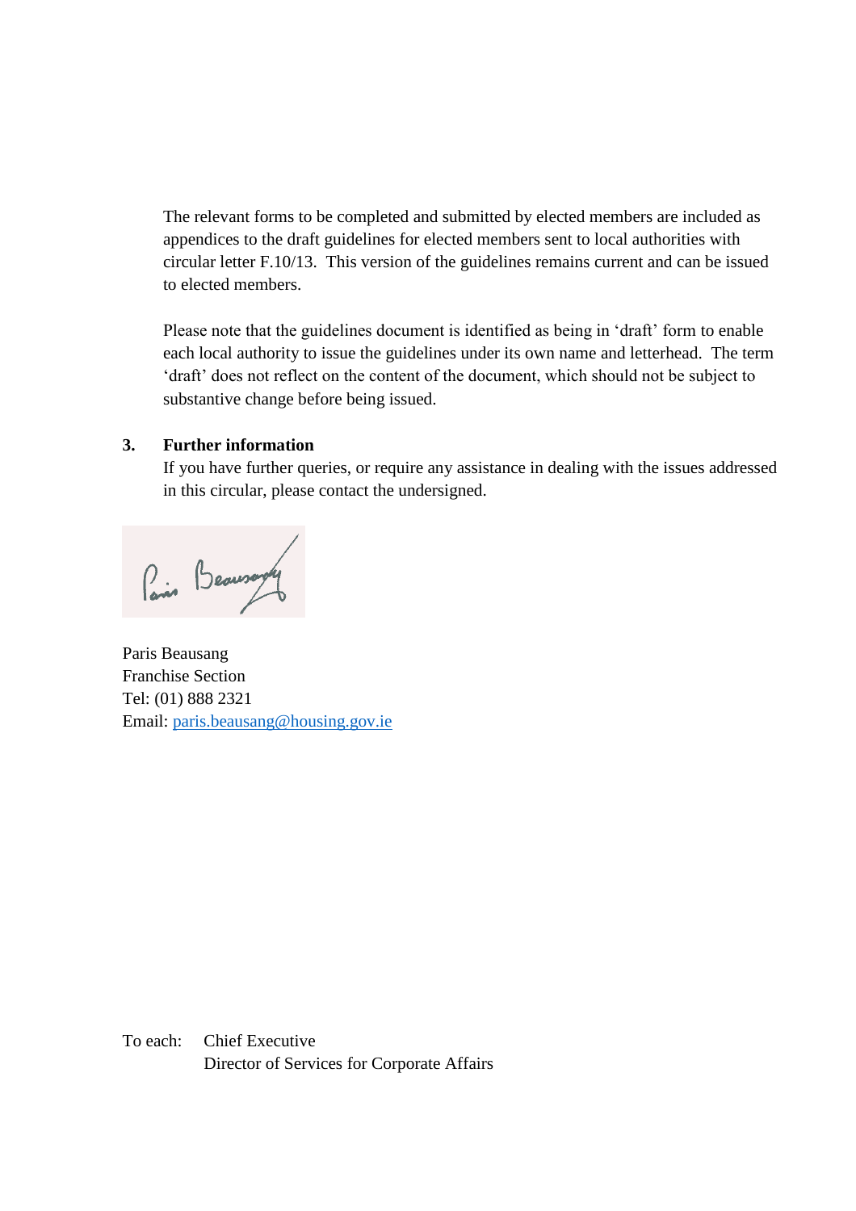The relevant forms to be completed and submitted by elected members are included as appendices to the draft guidelines for elected members sent to local authorities with circular letter F.10/13. This version of the guidelines remains current and can be issued to elected members.

Please note that the guidelines document is identified as being in 'draft' form to enable each local authority to issue the guidelines under its own name and letterhead. The term 'draft' does not reflect on the content of the document, which should not be subject to substantive change before being issued.

**3. Further information**

If you have further queries, or require any assistance in dealing with the issues addressed in this circular, please contact the undersigned.

Paris Beausang
Franchise Section
Tel: (01) 888 2321
Email: paris.beausang@housing.gov.ie

To each: Chief Executive
Director of Services for Corporate Affairs